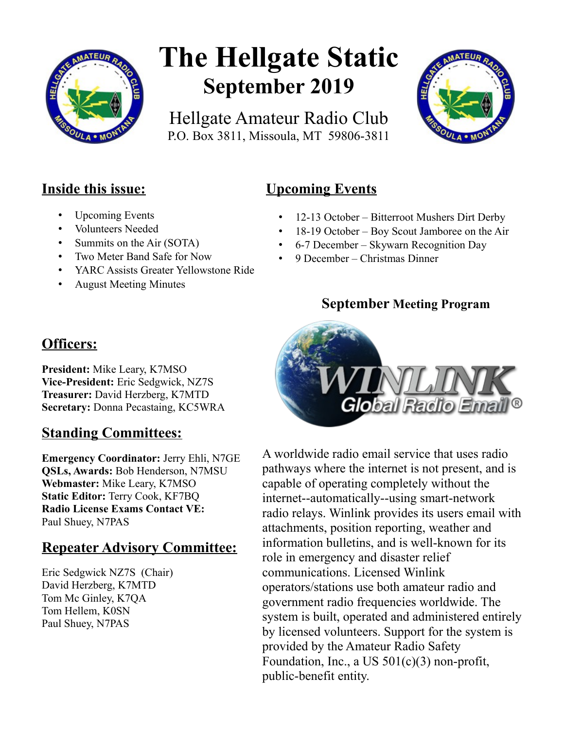# The Hellgate Static

## September 2019

Hellgate Amateur Radio Club
P.O. Box 3811, Missoula, MT 59806-3811

## Inside this issue:

- Upcoming Events
- Volunteers Needed
- Summits on the Air (SOTA)
- Two Meter Band Safe for Now
- YARC Assists Greater Yellowstone Ride
- August Meeting Minutes

## Upcoming Events

- 12-13 October – Bitterroot Mushers Dirt Derby
- 18-19 October – Boy Scout Jamboree on the Air
- 6-7 December – Skywarn Recognition Day
- 9 December – Christmas Dinner

## Officers:

**President:** Mike Leary, K7MSO
**Vice-President:** Eric Sedgwick, NZ7S
**Treasurer:** David Herzberg, K7MTD
**Secretary:** Donna Pecastaing, KC5WRA

## Standing Committees:

**Emergency Coordinator:** Jerry Ehli, N7GE
**QSLs, Awards:** Bob Henderson, N7MSU
**Webmaster:** Mike Leary, K7MSO
**Static Editor:** Terry Cook, KF7BQ
**Radio License Exams Contact VE:** Paul Shuey, N7PAS

## Repeater Advisory Committee:

Eric Sedgwick NZ7S (Chair)
David Herzberg, K7MTD
Tom Mc Ginley, K7QA
Tom Hellem, K0SN
Paul Shuey, N7PAS

### September Meeting Program

WINLINK Global Radio Email®

A worldwide radio email service that uses radio pathways where the internet is not present, and is capable of operating completely without the internet--automatically--using smart-network radio relays. Winlink provides its users email with attachments, position reporting, weather and information bulletins, and is well-known for its role in emergency and disaster relief communications. Licensed Winlink operators/stations use both amateur radio and government radio frequencies worldwide. The system is built, operated and administered entirely by licensed volunteers. Support for the system is provided by the Amateur Radio Safety Foundation, Inc., a US 501(c)(3) non-profit, public-benefit entity.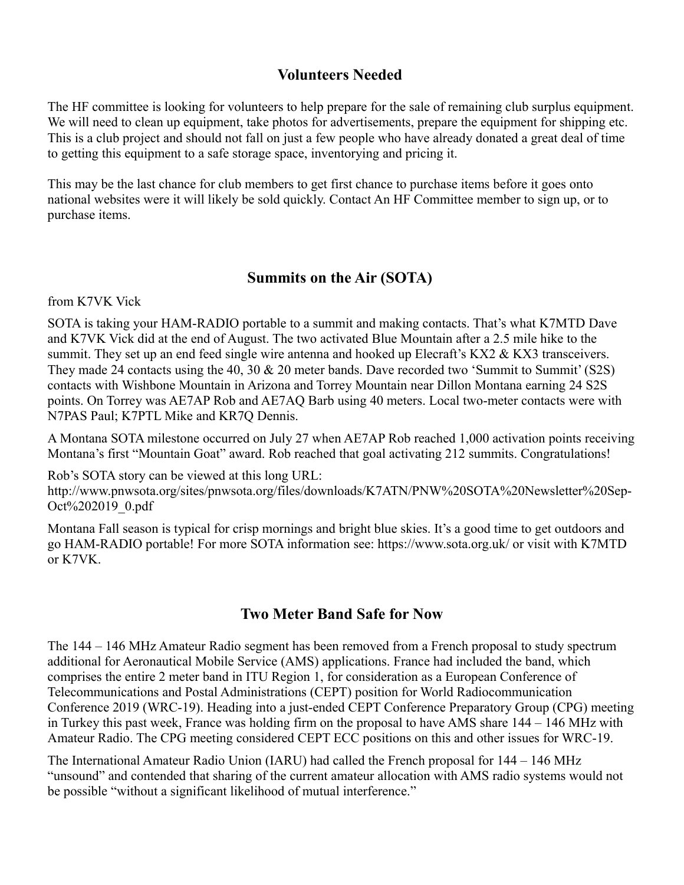## Volunteers Needed

The HF committee is looking for volunteers to help prepare for the sale of remaining club surplus equipment. We will need to clean up equipment, take photos for advertisements, prepare the equipment for shipping etc. This is a club project and should not fall on just a few people who have already donated a great deal of time to getting this equipment to a safe storage space, inventorying and pricing it.

This may be the last chance for club members to get first chance to purchase items before it goes onto national websites were it will likely be sold quickly. Contact An HF Committee member to sign up, or to purchase items.

## Summits on the Air (SOTA)

from K7VK Vick

SOTA is taking your HAM-RADIO portable to a summit and making contacts. That's what K7MTD Dave and K7VK Vick did at the end of August. The two activated Blue Mountain after a 2.5 mile hike to the summit. They set up an end feed single wire antenna and hooked up Elecraft's KX2 & KX3 transceivers. They made 24 contacts using the 40, 30 & 20 meter bands. Dave recorded two 'Summit to Summit' (S2S) contacts with Wishbone Mountain in Arizona and Torrey Mountain near Dillon Montana earning 24 S2S points. On Torrey was AE7AP Rob and AE7AQ Barb using 40 meters. Local two-meter contacts were with N7PAS Paul; K7PTL Mike and KR7Q Dennis.

A Montana SOTA milestone occurred on July 27 when AE7AP Rob reached 1,000 activation points receiving Montana's first "Mountain Goat" award. Rob reached that goal activating 212 summits. Congratulations!

Rob's SOTA story can be viewed at this long URL:
http://www.pnwsota.org/sites/pnwsota.org/files/downloads/K7ATN/PNW%20SOTA%20Newsletter%20Sep-Oct%202019_0.pdf

Montana Fall season is typical for crisp mornings and bright blue skies. It's a good time to get outdoors and go HAM-RADIO portable! For more SOTA information see: https://www.sota.org.uk/ or visit with K7MTD or K7VK.

## Two Meter Band Safe for Now

The 144 – 146 MHz Amateur Radio segment has been removed from a French proposal to study spectrum additional for Aeronautical Mobile Service (AMS) applications. France had included the band, which comprises the entire 2 meter band in ITU Region 1, for consideration as a European Conference of Telecommunications and Postal Administrations (CEPT) position for World Radiocommunication Conference 2019 (WRC-19). Heading into a just-ended CEPT Conference Preparatory Group (CPG) meeting in Turkey this past week, France was holding firm on the proposal to have AMS share 144 – 146 MHz with Amateur Radio. The CPG meeting considered CEPT ECC positions on this and other issues for WRC-19.

The International Amateur Radio Union (IARU) had called the French proposal for 144 – 146 MHz "unsound" and contended that sharing of the current amateur allocation with AMS radio systems would not be possible "without a significant likelihood of mutual interference."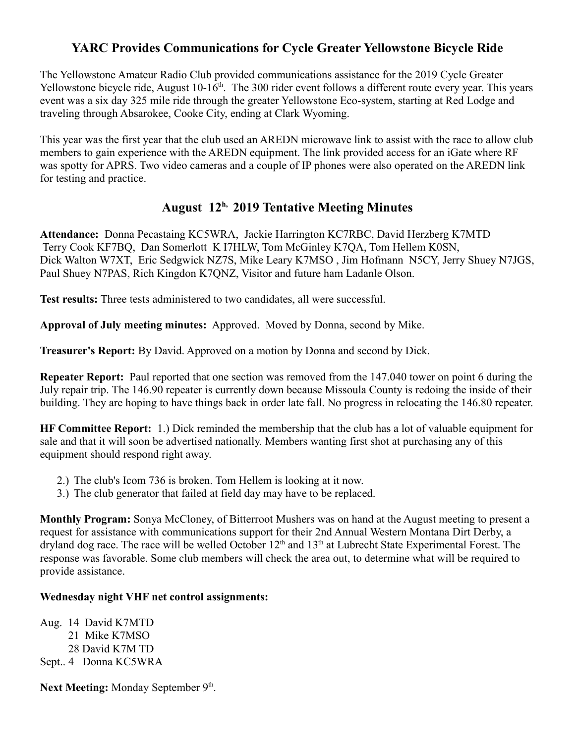## YARC Provides Communications for Cycle Greater Yellowstone Bicycle Ride

The Yellowstone Amateur Radio Club provided communications assistance for the 2019 Cycle Greater Yellowstone bicycle ride, August 10-16th. The 300 rider event follows a different route every year. This years event was a six day 325 mile ride through the greater Yellowstone Eco-system, starting at Red Lodge and traveling through Absarokee, Cooke City, ending at Clark Wyoming.

This year was the first year that the club used an AREDN microwave link to assist with the race to allow club members to gain experience with the AREDN equipment. The link provided access for an iGate where RF was spotty for APRS. Two video cameras and a couple of IP phones were also operated on the AREDN link for testing and practice.

## August 12h, 2019 Tentative Meeting Minutes

**Attendance:** Donna Pecastaing KC5WRA, Jackie Harrington KC7RBC, David Herzberg K7MTD Terry Cook KF7BQ, Dan Somerlott K I7HLW, Tom McGinley K7QA, Tom Hellem K0SN, Dick Walton W7XT, Eric Sedgwick NZ7S, Mike Leary K7MSO , Jim Hofmann N5CY, Jerry Shuey N7JGS, Paul Shuey N7PAS, Rich Kingdon K7QNZ, Visitor and future ham Ladanle Olson.

**Test results:** Three tests administered to two candidates, all were successful.

**Approval of July meeting minutes:** Approved. Moved by Donna, second by Mike.

**Treasurer's Report:** By David. Approved on a motion by Donna and second by Dick.

**Repeater Report:** Paul reported that one section was removed from the 147.040 tower on point 6 during the July repair trip. The 146.90 repeater is currently down because Missoula County is redoing the inside of their building. They are hoping to have things back in order late fall. No progress in relocating the 146.80 repeater.

**HF Committee Report:** 1.) Dick reminded the membership that the club has a lot of valuable equipment for sale and that it will soon be advertised nationally. Members wanting first shot at purchasing any of this equipment should respond right away.

2.) The club's Icom 736 is broken. Tom Hellem is looking at it now.
3.) The club generator that failed at field day may have to be replaced.

**Monthly Program:** Sonya McCloney, of Bitterroot Mushers was on hand at the August meeting to present a request for assistance with communications support for their 2nd Annual Western Montana Dirt Derby, a dryland dog race. The race will be welled October 12th and 13th at Lubrecht State Experimental Forest. The response was favorable. Some club members will check the area out, to determine what will be required to provide assistance.

**Wednesday night VHF net control assignments:**

Aug. 14 David K7MTD
21 Mike K7MSO
28 David K7M TD
Sept.. 4 Donna KC5WRA

**Next Meeting:** Monday September 9th.